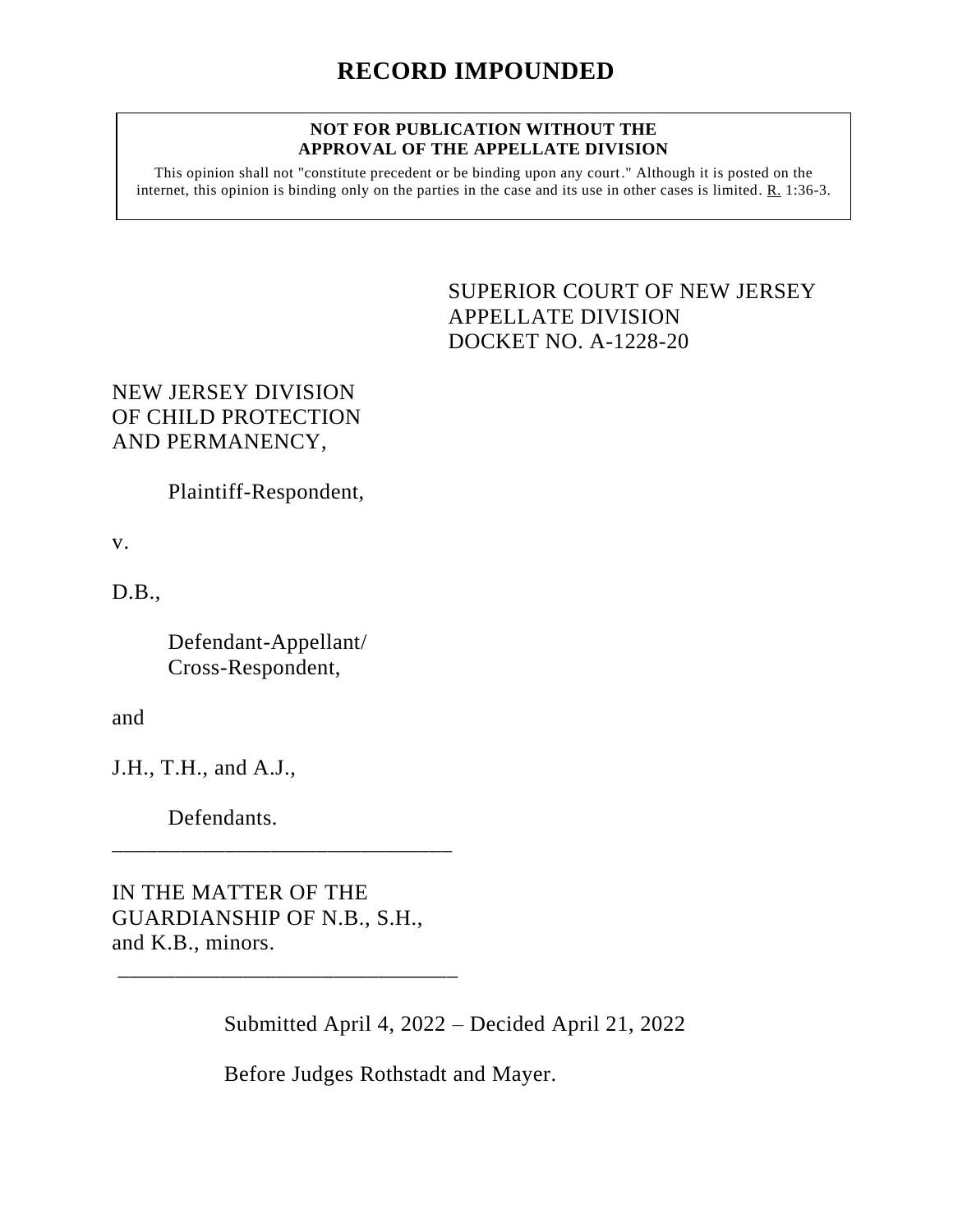# RECORD IMPOUNDED

**NOT FOR PUBLICATION WITHOUT THE APPROVAL OF THE APPELLATE DIVISION**

This opinion shall not "constitute precedent or be binding upon any court." Although it is posted on the internet, this opinion is binding only on the parties in the case and its use in other cases is limited. R. 1:36-3.

SUPERIOR COURT OF NEW JERSEY
APPELLATE DIVISION
DOCKET NO. A-1228-20

NEW JERSEY DIVISION OF CHILD PROTECTION AND PERMANENCY,

Plaintiff-Respondent,

v.

D.B.,

Defendant-Appellant/
Cross-Respondent,

and

J.H., T.H., and A.J.,

Defendants.

______________________________

IN THE MATTER OF THE GUARDIANSHIP OF N.B., S.H., and K.B., minors.

______________________________

Submitted April 4, 2022 – Decided April 21, 2022

Before Judges Rothstadt and Mayer.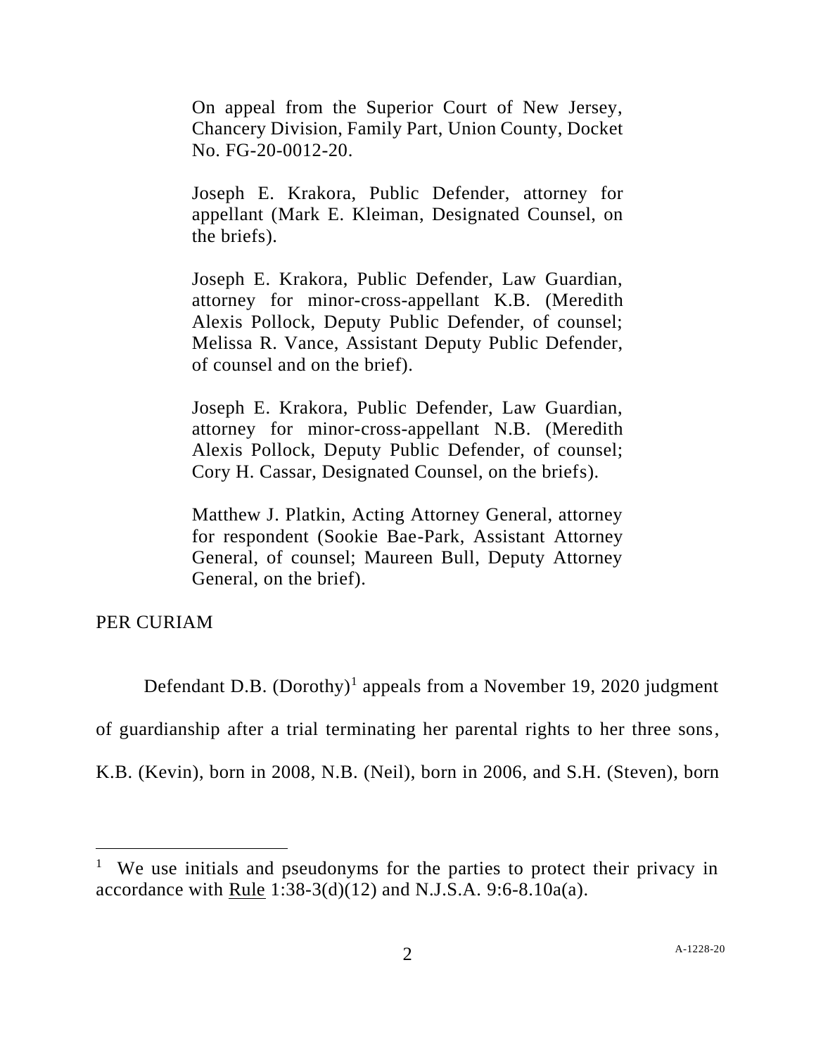On appeal from the Superior Court of New Jersey, Chancery Division, Family Part, Union County, Docket No. FG-20-0012-20.

Joseph E. Krakora, Public Defender, attorney for appellant (Mark E. Kleiman, Designated Counsel, on the briefs).

Joseph E. Krakora, Public Defender, Law Guardian, attorney for minor-cross-appellant K.B. (Meredith Alexis Pollock, Deputy Public Defender, of counsel; Melissa R. Vance, Assistant Deputy Public Defender, of counsel and on the brief).

Joseph E. Krakora, Public Defender, Law Guardian, attorney for minor-cross-appellant N.B. (Meredith Alexis Pollock, Deputy Public Defender, of counsel; Cory H. Cassar, Designated Counsel, on the briefs).

Matthew J. Platkin, Acting Attorney General, attorney for respondent (Sookie Bae-Park, Assistant Attorney General, of counsel; Maureen Bull, Deputy Attorney General, on the brief).

PER CURIAM

Defendant D.B. (Dorothy)[1] appeals from a November 19, 2020 judgment of guardianship after a trial terminating her parental rights to her three sons, K.B. (Kevin), born in 2008, N.B. (Neil), born in 2006, and S.H. (Steven), born

[1] We use initials and pseudonyms for the parties to protect their privacy in accordance with Rule 1:38-3(d)(12) and N.J.S.A. 9:6-8.10a(a).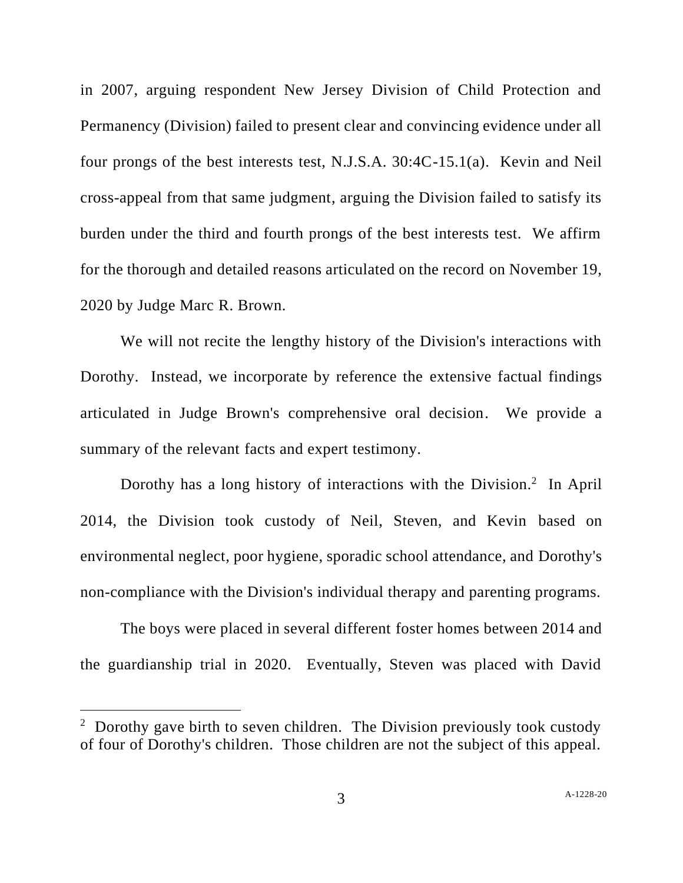in 2007, arguing respondent New Jersey Division of Child Protection and Permanency (Division) failed to present clear and convincing evidence under all four prongs of the best interests test, N.J.S.A. 30:4C-15.1(a). Kevin and Neil cross-appeal from that same judgment, arguing the Division failed to satisfy its burden under the third and fourth prongs of the best interests test. We affirm for the thorough and detailed reasons articulated on the record on November 19, 2020 by Judge Marc R. Brown.

We will not recite the lengthy history of the Division's interactions with Dorothy. Instead, we incorporate by reference the extensive factual findings articulated in Judge Brown's comprehensive oral decision. We provide a summary of the relevant facts and expert testimony.

Dorothy has a long history of interactions with the Division.[2] In April 2014, the Division took custody of Neil, Steven, and Kevin based on environmental neglect, poor hygiene, sporadic school attendance, and Dorothy's non-compliance with the Division's individual therapy and parenting programs.

The boys were placed in several different foster homes between 2014 and the guardianship trial in 2020. Eventually, Steven was placed with David

[2] Dorothy gave birth to seven children. The Division previously took custody of four of Dorothy's children. Those children are not the subject of this appeal.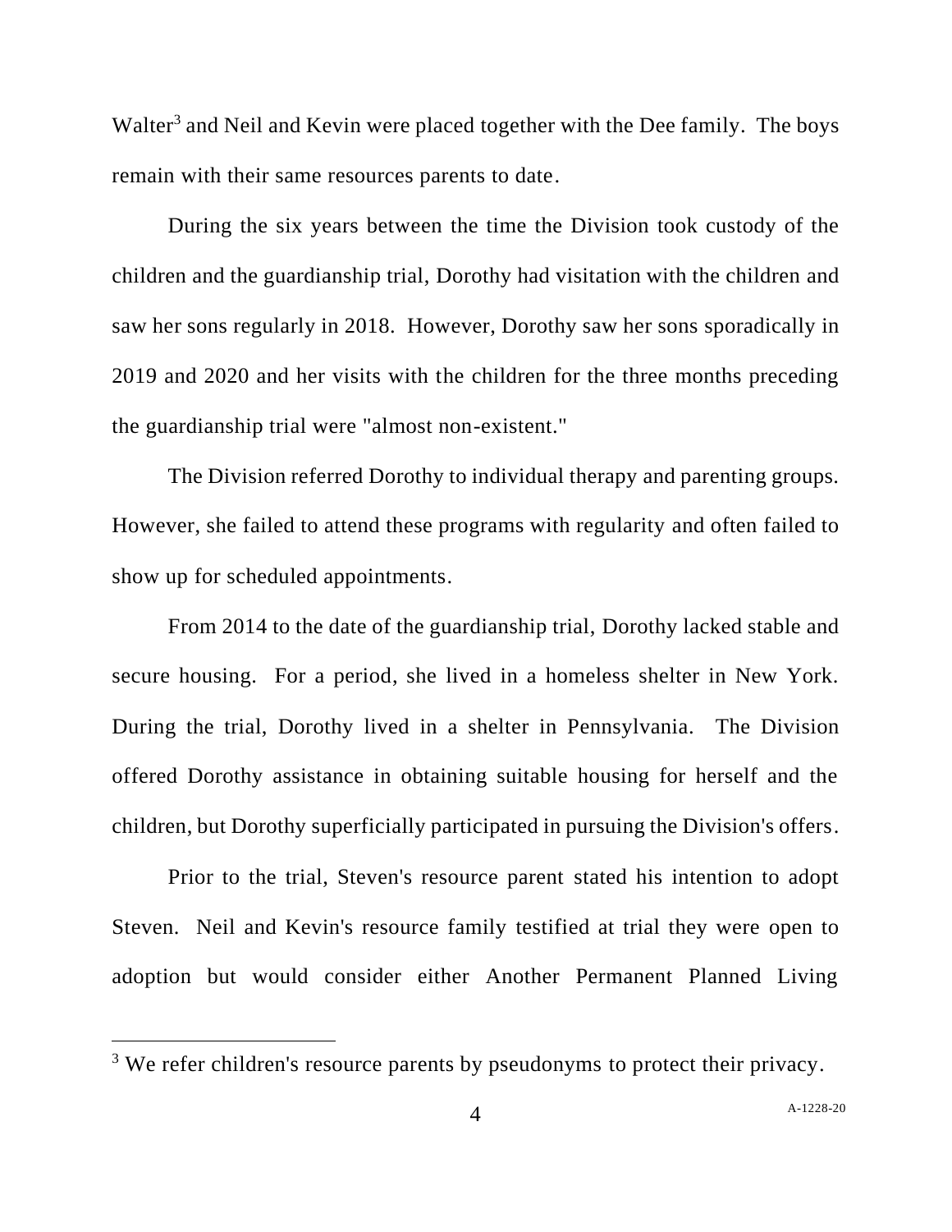Walter[3] and Neil and Kevin were placed together with the Dee family. The boys remain with their same resources parents to date.

During the six years between the time the Division took custody of the children and the guardianship trial, Dorothy had visitation with the children and saw her sons regularly in 2018. However, Dorothy saw her sons sporadically in 2019 and 2020 and her visits with the children for the three months preceding the guardianship trial were "almost non-existent."

The Division referred Dorothy to individual therapy and parenting groups. However, she failed to attend these programs with regularity and often failed to show up for scheduled appointments.

From 2014 to the date of the guardianship trial, Dorothy lacked stable and secure housing. For a period, she lived in a homeless shelter in New York. During the trial, Dorothy lived in a shelter in Pennsylvania. The Division offered Dorothy assistance in obtaining suitable housing for herself and the children, but Dorothy superficially participated in pursuing the Division's offers.

Prior to the trial, Steven's resource parent stated his intention to adopt Steven. Neil and Kevin's resource family testified at trial they were open to adoption but would consider either Another Permanent Planned Living

---

[3] We refer children's resource parents by pseudonyms to protect their privacy.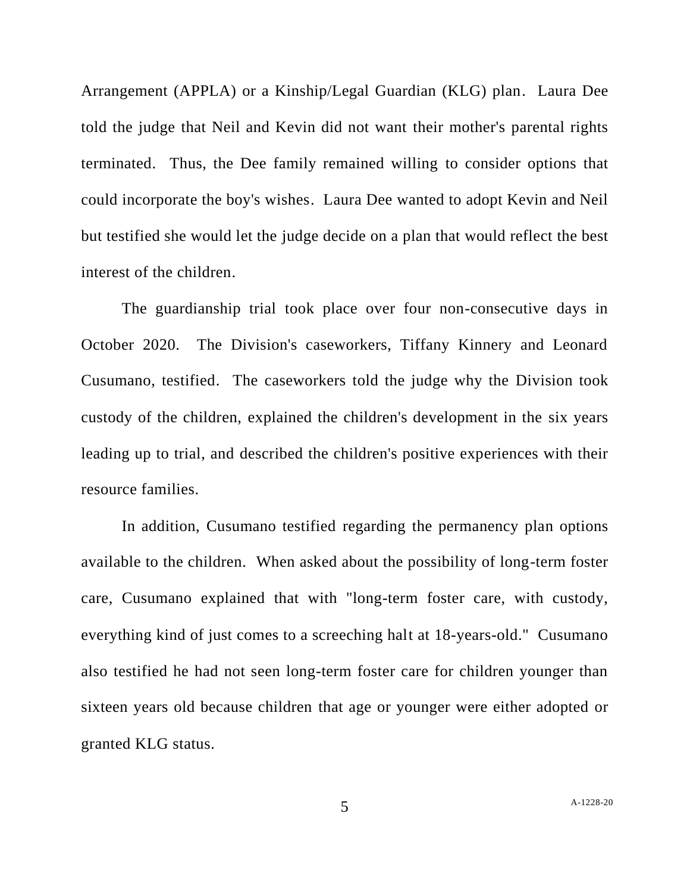Arrangement (APPLA) or a Kinship/Legal Guardian (KLG) plan. Laura Dee told the judge that Neil and Kevin did not want their mother's parental rights terminated. Thus, the Dee family remained willing to consider options that could incorporate the boy's wishes. Laura Dee wanted to adopt Kevin and Neil but testified she would let the judge decide on a plan that would reflect the best interest of the children.

The guardianship trial took place over four non-consecutive days in October 2020. The Division's caseworkers, Tiffany Kinnery and Leonard Cusumano, testified. The caseworkers told the judge why the Division took custody of the children, explained the children's development in the six years leading up to trial, and described the children's positive experiences with their resource families.

In addition, Cusumano testified regarding the permanency plan options available to the children. When asked about the possibility of long-term foster care, Cusumano explained that with "long-term foster care, with custody, everything kind of just comes to a screeching halt at 18-years-old." Cusumano also testified he had not seen long-term foster care for children younger than sixteen years old because children that age or younger were either adopted or granted KLG status.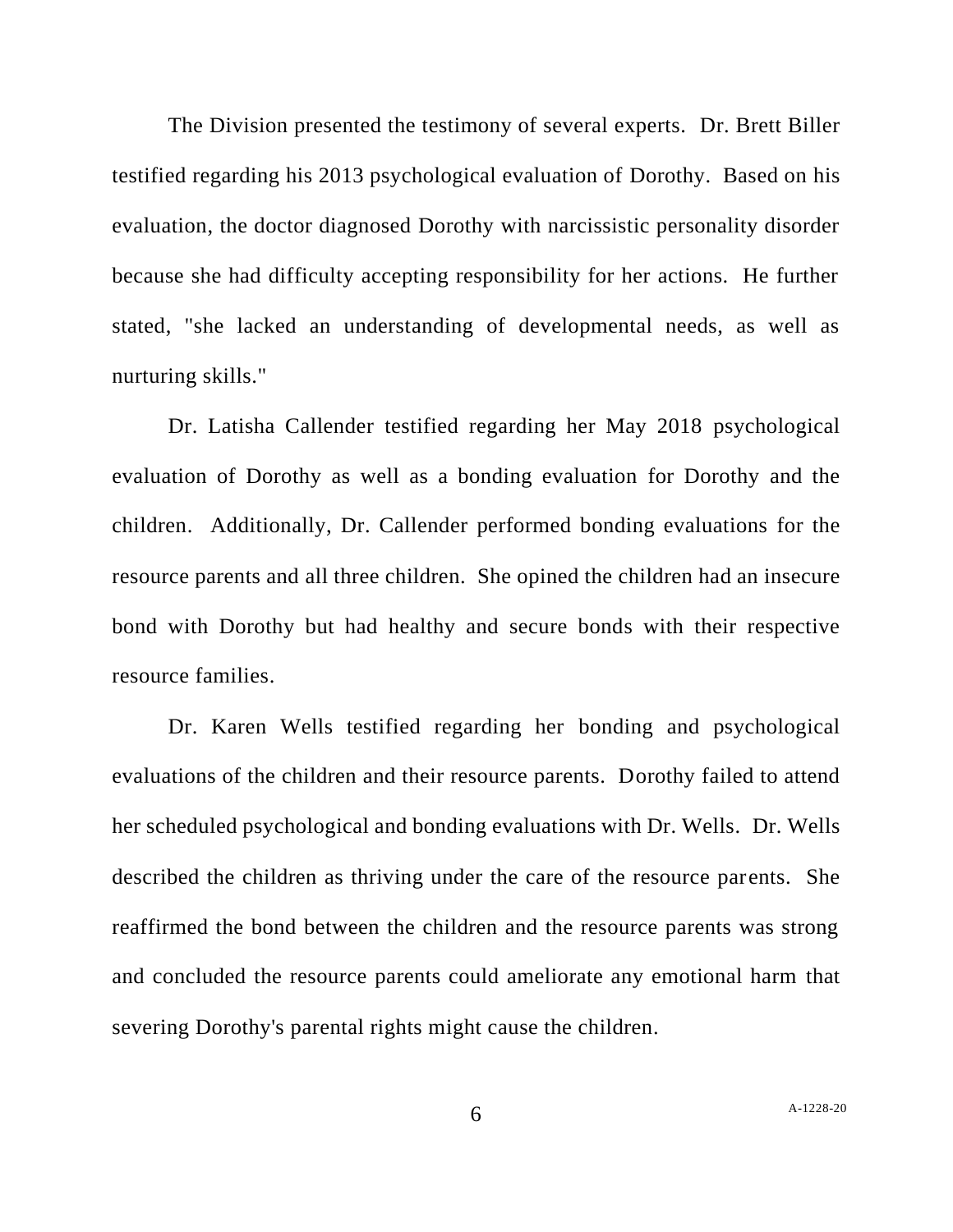The Division presented the testimony of several experts. Dr. Brett Biller testified regarding his 2013 psychological evaluation of Dorothy. Based on his evaluation, the doctor diagnosed Dorothy with narcissistic personality disorder because she had difficulty accepting responsibility for her actions. He further stated, "she lacked an understanding of developmental needs, as well as nurturing skills."

Dr. Latisha Callender testified regarding her May 2018 psychological evaluation of Dorothy as well as a bonding evaluation for Dorothy and the children. Additionally, Dr. Callender performed bonding evaluations for the resource parents and all three children. She opined the children had an insecure bond with Dorothy but had healthy and secure bonds with their respective resource families.

Dr. Karen Wells testified regarding her bonding and psychological evaluations of the children and their resource parents. Dorothy failed to attend her scheduled psychological and bonding evaluations with Dr. Wells. Dr. Wells described the children as thriving under the care of the resource parents. She reaffirmed the bond between the children and the resource parents was strong and concluded the resource parents could ameliorate any emotional harm that severing Dorothy's parental rights might cause the children.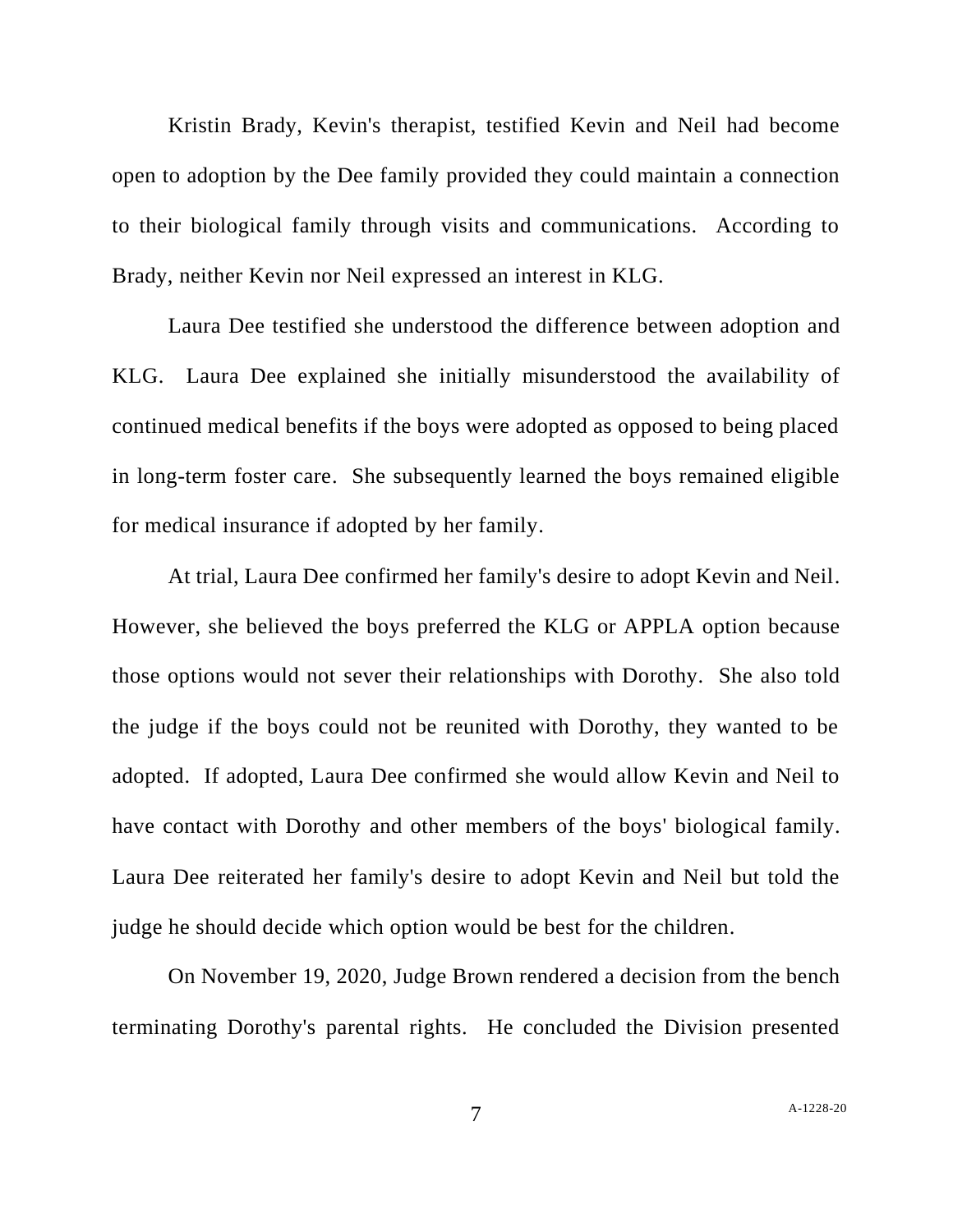Kristin Brady, Kevin's therapist, testified Kevin and Neil had become open to adoption by the Dee family provided they could maintain a connection to their biological family through visits and communications. According to Brady, neither Kevin nor Neil expressed an interest in KLG.

Laura Dee testified she understood the difference between adoption and KLG. Laura Dee explained she initially misunderstood the availability of continued medical benefits if the boys were adopted as opposed to being placed in long-term foster care. She subsequently learned the boys remained eligible for medical insurance if adopted by her family.

At trial, Laura Dee confirmed her family's desire to adopt Kevin and Neil. However, she believed the boys preferred the KLG or APPLA option because those options would not sever their relationships with Dorothy. She also told the judge if the boys could not be reunited with Dorothy, they wanted to be adopted. If adopted, Laura Dee confirmed she would allow Kevin and Neil to have contact with Dorothy and other members of the boys' biological family. Laura Dee reiterated her family's desire to adopt Kevin and Neil but told the judge he should decide which option would be best for the children.

On November 19, 2020, Judge Brown rendered a decision from the bench terminating Dorothy's parental rights. He concluded the Division presented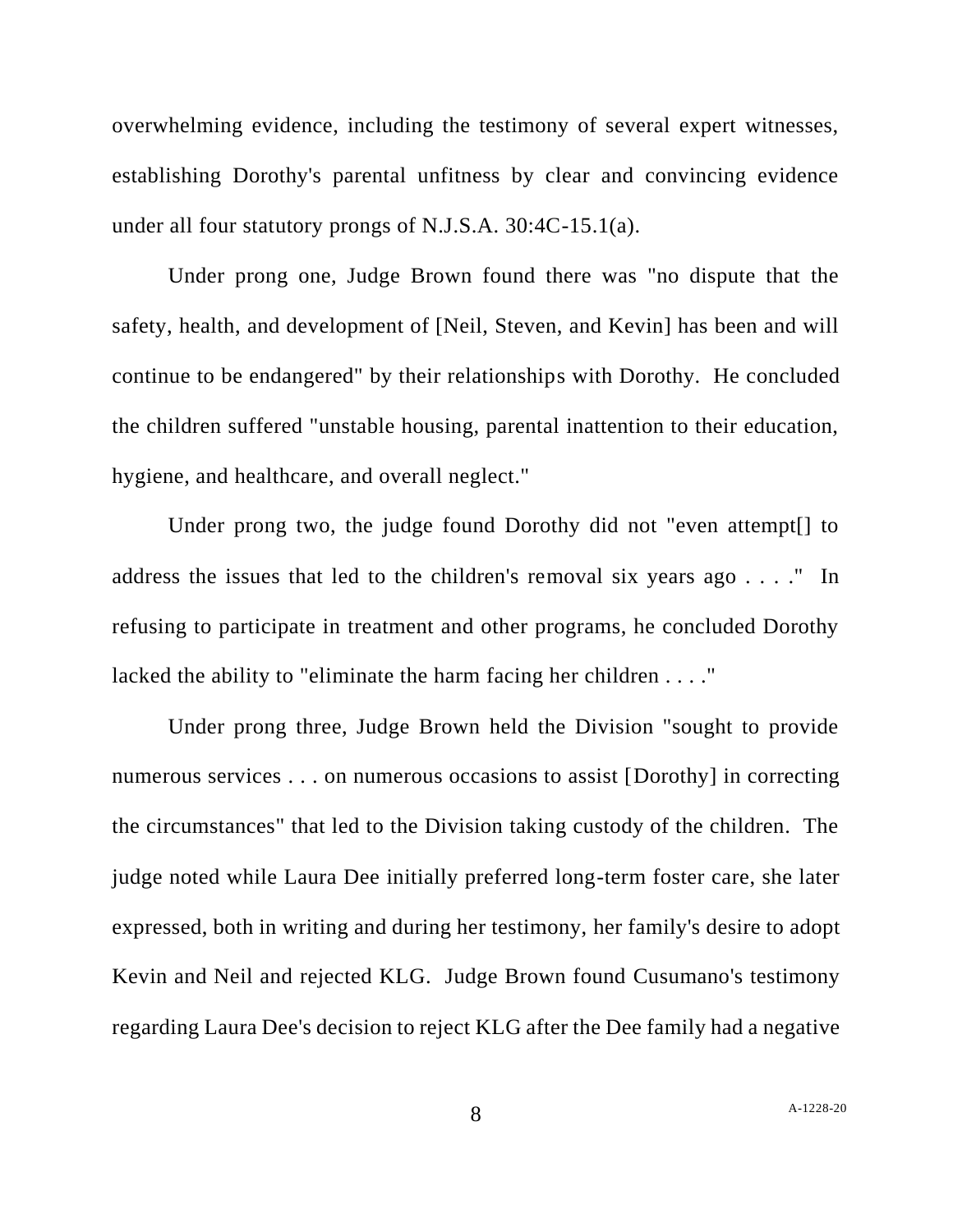overwhelming evidence, including the testimony of several expert witnesses, establishing Dorothy's parental unfitness by clear and convincing evidence under all four statutory prongs of N.J.S.A. 30:4C-15.1(a).

Under prong one, Judge Brown found there was "no dispute that the safety, health, and development of [Neil, Steven, and Kevin] has been and will continue to be endangered" by their relationships with Dorothy. He concluded the children suffered "unstable housing, parental inattention to their education, hygiene, and healthcare, and overall neglect."

Under prong two, the judge found Dorothy did not "even attempt[] to address the issues that led to the children's removal six years ago . . . ." In refusing to participate in treatment and other programs, he concluded Dorothy lacked the ability to "eliminate the harm facing her children . . . ."

Under prong three, Judge Brown held the Division "sought to provide numerous services . . . on numerous occasions to assist [Dorothy] in correcting the circumstances" that led to the Division taking custody of the children. The judge noted while Laura Dee initially preferred long-term foster care, she later expressed, both in writing and during her testimony, her family's desire to adopt Kevin and Neil and rejected KLG. Judge Brown found Cusumano's testimony regarding Laura Dee's decision to reject KLG after the Dee family had a negative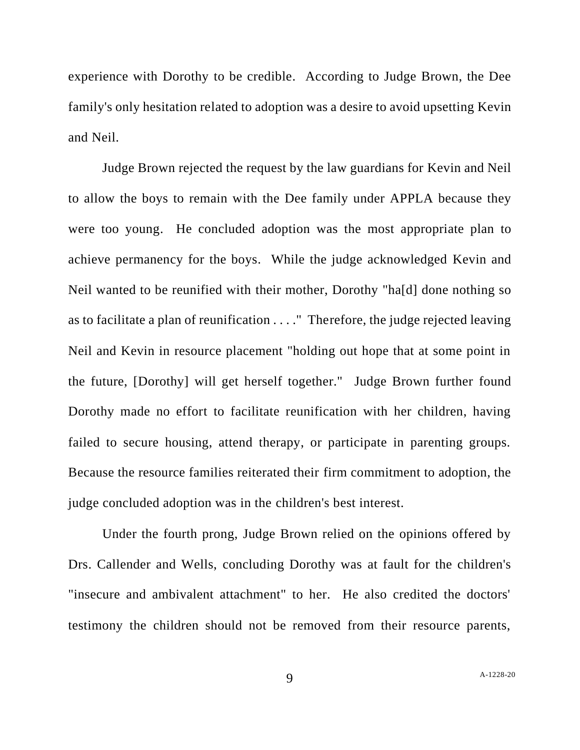experience with Dorothy to be credible. According to Judge Brown, the Dee family's only hesitation related to adoption was a desire to avoid upsetting Kevin and Neil.

Judge Brown rejected the request by the law guardians for Kevin and Neil to allow the boys to remain with the Dee family under APPLA because they were too young. He concluded adoption was the most appropriate plan to achieve permanency for the boys. While the judge acknowledged Kevin and Neil wanted to be reunified with their mother, Dorothy "ha[d] done nothing so as to facilitate a plan of reunification . . . ." Therefore, the judge rejected leaving Neil and Kevin in resource placement "holding out hope that at some point in the future, [Dorothy] will get herself together." Judge Brown further found Dorothy made no effort to facilitate reunification with her children, having failed to secure housing, attend therapy, or participate in parenting groups. Because the resource families reiterated their firm commitment to adoption, the judge concluded adoption was in the children's best interest.

Under the fourth prong, Judge Brown relied on the opinions offered by Drs. Callender and Wells, concluding Dorothy was at fault for the children's "insecure and ambivalent attachment" to her. He also credited the doctors' testimony the children should not be removed from their resource parents,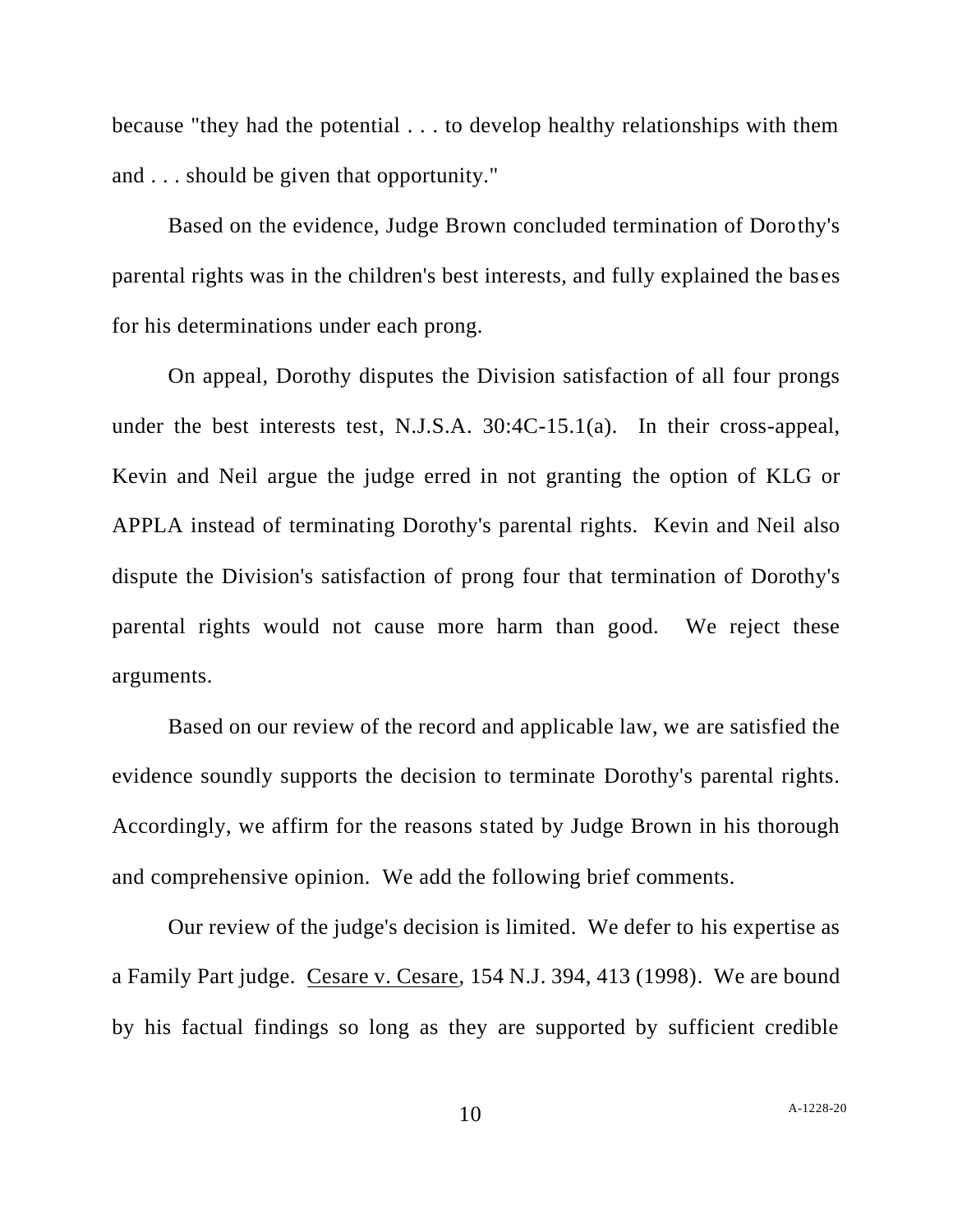because "they had the potential . . . to develop healthy relationships with them and . . . should be given that opportunity."

Based on the evidence, Judge Brown concluded termination of Dorothy's parental rights was in the children's best interests, and fully explained the bases for his determinations under each prong.

On appeal, Dorothy disputes the Division satisfaction of all four prongs under the best interests test, N.J.S.A. 30:4C-15.1(a). In their cross-appeal, Kevin and Neil argue the judge erred in not granting the option of KLG or APPLA instead of terminating Dorothy's parental rights. Kevin and Neil also dispute the Division's satisfaction of prong four that termination of Dorothy's parental rights would not cause more harm than good. We reject these arguments.

Based on our review of the record and applicable law, we are satisfied the evidence soundly supports the decision to terminate Dorothy's parental rights. Accordingly, we affirm for the reasons stated by Judge Brown in his thorough and comprehensive opinion. We add the following brief comments.

Our review of the judge's decision is limited. We defer to his expertise as a Family Part judge. Cesare v. Cesare, 154 N.J. 394, 413 (1998). We are bound by his factual findings so long as they are supported by sufficient credible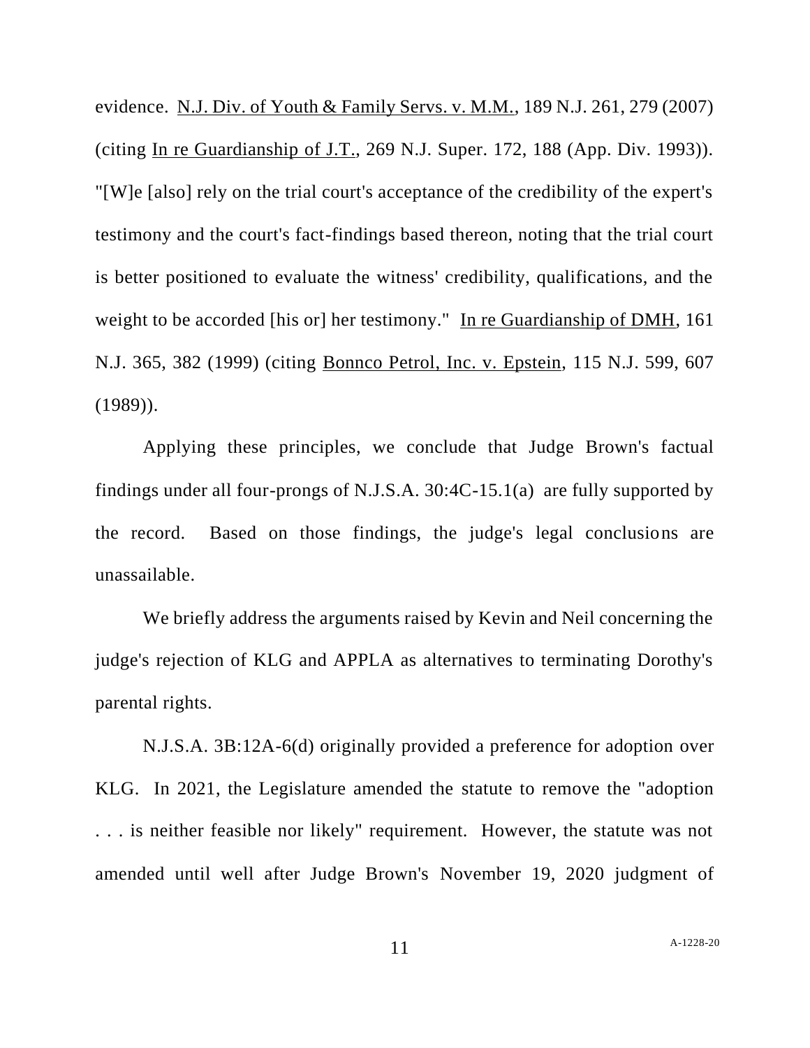evidence. N.J. Div. of Youth & Family Servs. v. M.M., 189 N.J. 261, 279 (2007) (citing In re Guardianship of J.T., 269 N.J. Super. 172, 188 (App. Div. 1993)). "[W]e [also] rely on the trial court's acceptance of the credibility of the expert's testimony and the court's fact-findings based thereon, noting that the trial court is better positioned to evaluate the witness' credibility, qualifications, and the weight to be accorded [his or] her testimony." In re Guardianship of DMH, 161 N.J. 365, 382 (1999) (citing Bonnco Petrol, Inc. v. Epstein, 115 N.J. 599, 607 (1989)).

Applying these principles, we conclude that Judge Brown's factual findings under all four-prongs of N.J.S.A. 30:4C-15.1(a) are fully supported by the record. Based on those findings, the judge's legal conclusions are unassailable.

We briefly address the arguments raised by Kevin and Neil concerning the judge's rejection of KLG and APPLA as alternatives to terminating Dorothy's parental rights.

N.J.S.A. 3B:12A-6(d) originally provided a preference for adoption over KLG. In 2021, the Legislature amended the statute to remove the "adoption . . . is neither feasible nor likely" requirement. However, the statute was not amended until well after Judge Brown's November 19, 2020 judgment of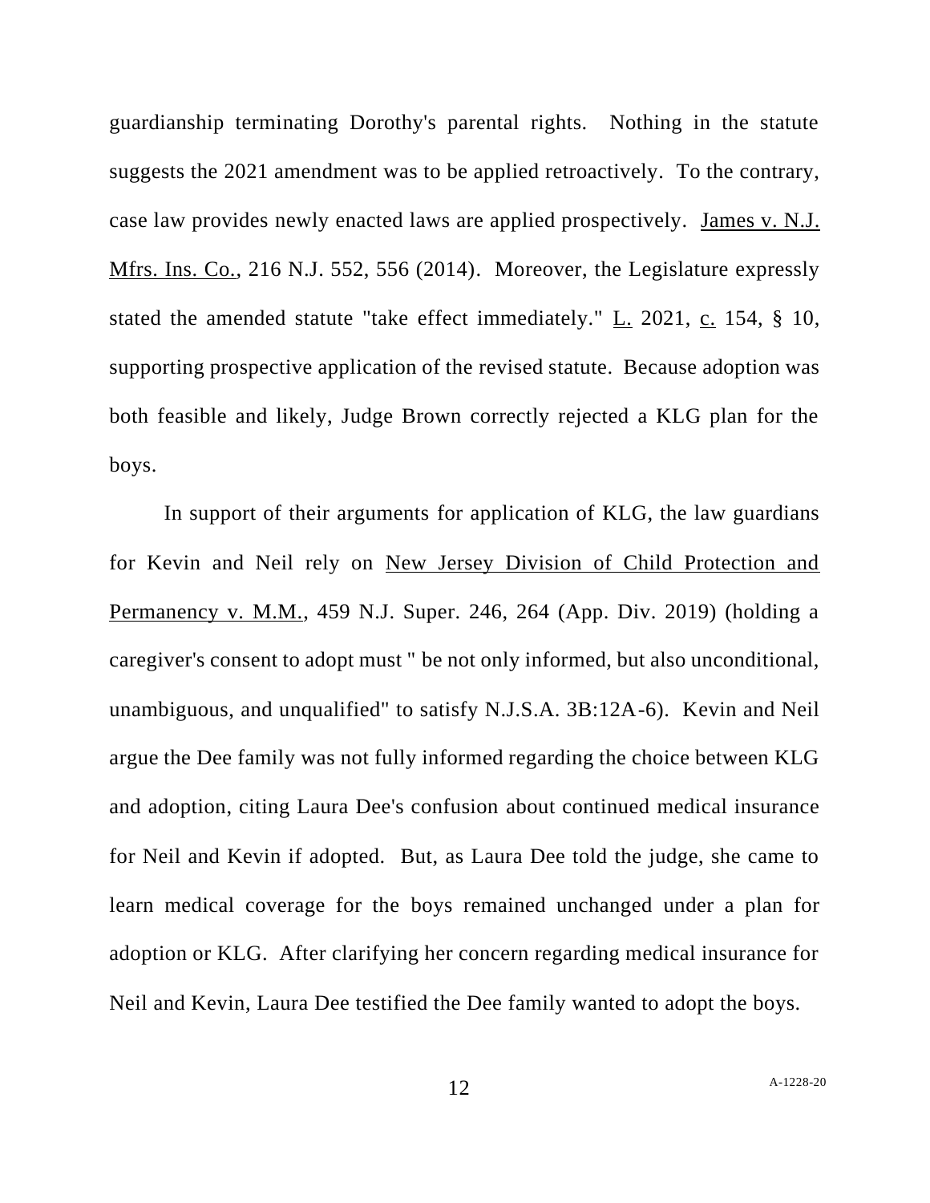guardianship terminating Dorothy's parental rights. Nothing in the statute suggests the 2021 amendment was to be applied retroactively. To the contrary, case law provides newly enacted laws are applied prospectively. James v. N.J. Mfrs. Ins. Co., 216 N.J. 552, 556 (2014). Moreover, the Legislature expressly stated the amended statute "take effect immediately." L. 2021, c. 154, § 10, supporting prospective application of the revised statute. Because adoption was both feasible and likely, Judge Brown correctly rejected a KLG plan for the boys.

In support of their arguments for application of KLG, the law guardians for Kevin and Neil rely on New Jersey Division of Child Protection and Permanency v. M.M., 459 N.J. Super. 246, 264 (App. Div. 2019) (holding a caregiver's consent to adopt must " be not only informed, but also unconditional, unambiguous, and unqualified" to satisfy N.J.S.A. 3B:12A-6). Kevin and Neil argue the Dee family was not fully informed regarding the choice between KLG and adoption, citing Laura Dee's confusion about continued medical insurance for Neil and Kevin if adopted. But, as Laura Dee told the judge, she came to learn medical coverage for the boys remained unchanged under a plan for adoption or KLG. After clarifying her concern regarding medical insurance for Neil and Kevin, Laura Dee testified the Dee family wanted to adopt the boys.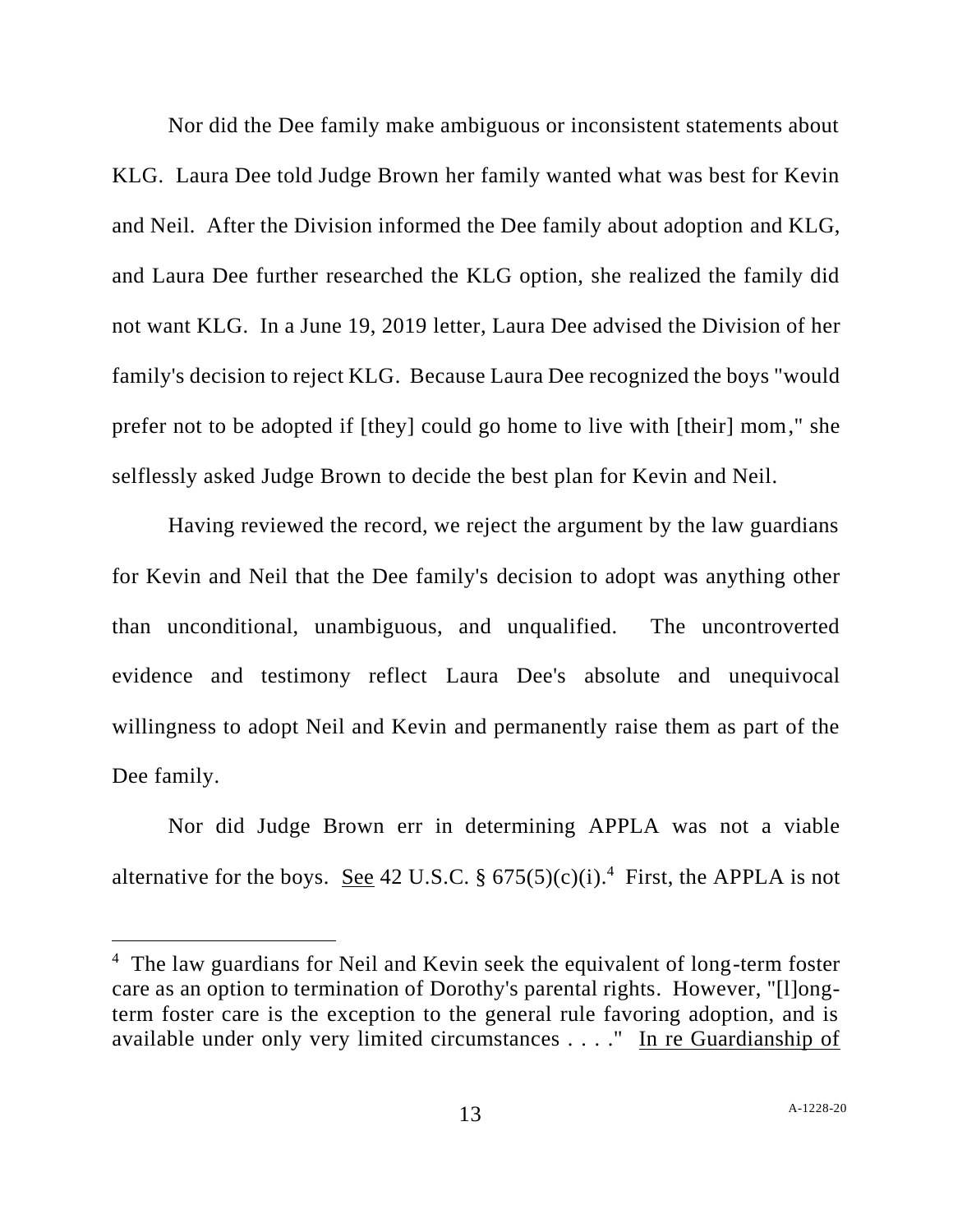Nor did the Dee family make ambiguous or inconsistent statements about KLG. Laura Dee told Judge Brown her family wanted what was best for Kevin and Neil. After the Division informed the Dee family about adoption and KLG, and Laura Dee further researched the KLG option, she realized the family did not want KLG. In a June 19, 2019 letter, Laura Dee advised the Division of her family's decision to reject KLG. Because Laura Dee recognized the boys "would prefer not to be adopted if [they] could go home to live with [their] mom," she selflessly asked Judge Brown to decide the best plan for Kevin and Neil.

Having reviewed the record, we reject the argument by the law guardians for Kevin and Neil that the Dee family's decision to adopt was anything other than unconditional, unambiguous, and unqualified. The uncontroverted evidence and testimony reflect Laura Dee's absolute and unequivocal willingness to adopt Neil and Kevin and permanently raise them as part of the Dee family.

Nor did Judge Brown err in determining APPLA was not a viable alternative for the boys. See 42 U.S.C. § 675(5)(c)(i).[4] First, the APPLA is not

---

[4] The law guardians for Neil and Kevin seek the equivalent of long-term foster care as an option to termination of Dorothy's parental rights. However, "[l]ong-term foster care is the exception to the general rule favoring adoption, and is available under only very limited circumstances . . . ." In re Guardianship of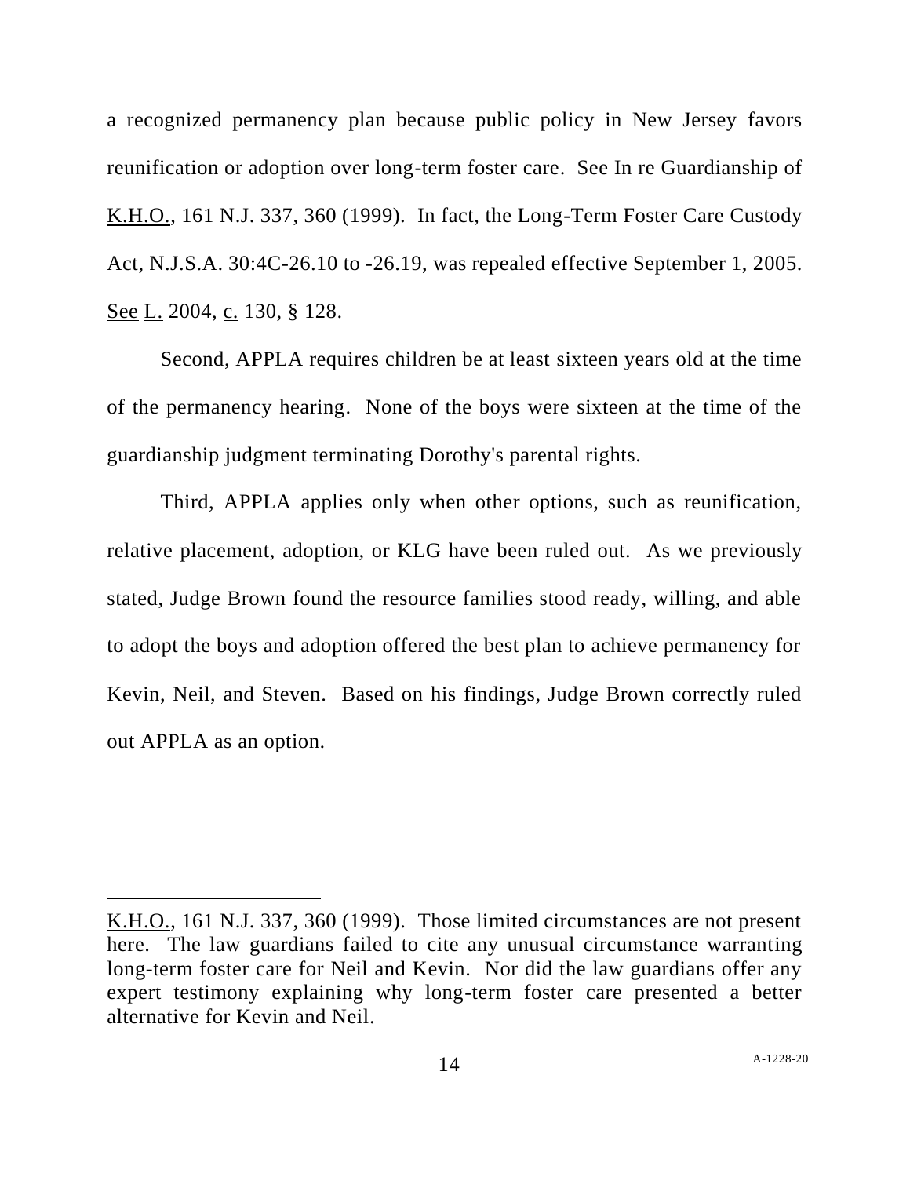a recognized permanency plan because public policy in New Jersey favors reunification or adoption over long-term foster care. See In re Guardianship of K.H.O., 161 N.J. 337, 360 (1999). In fact, the Long-Term Foster Care Custody Act, N.J.S.A. 30:4C-26.10 to -26.19, was repealed effective September 1, 2005. See L. 2004, c. 130, § 128.

Second, APPLA requires children be at least sixteen years old at the time of the permanency hearing. None of the boys were sixteen at the time of the guardianship judgment terminating Dorothy's parental rights.

Third, APPLA applies only when other options, such as reunification, relative placement, adoption, or KLG have been ruled out. As we previously stated, Judge Brown found the resource families stood ready, willing, and able to adopt the boys and adoption offered the best plan to achieve permanency for Kevin, Neil, and Steven. Based on his findings, Judge Brown correctly ruled out APPLA as an option.

---

K.H.O., 161 N.J. 337, 360 (1999). Those limited circumstances are not present here. The law guardians failed to cite any unusual circumstance warranting long-term foster care for Neil and Kevin. Nor did the law guardians offer any expert testimony explaining why long-term foster care presented a better alternative for Kevin and Neil.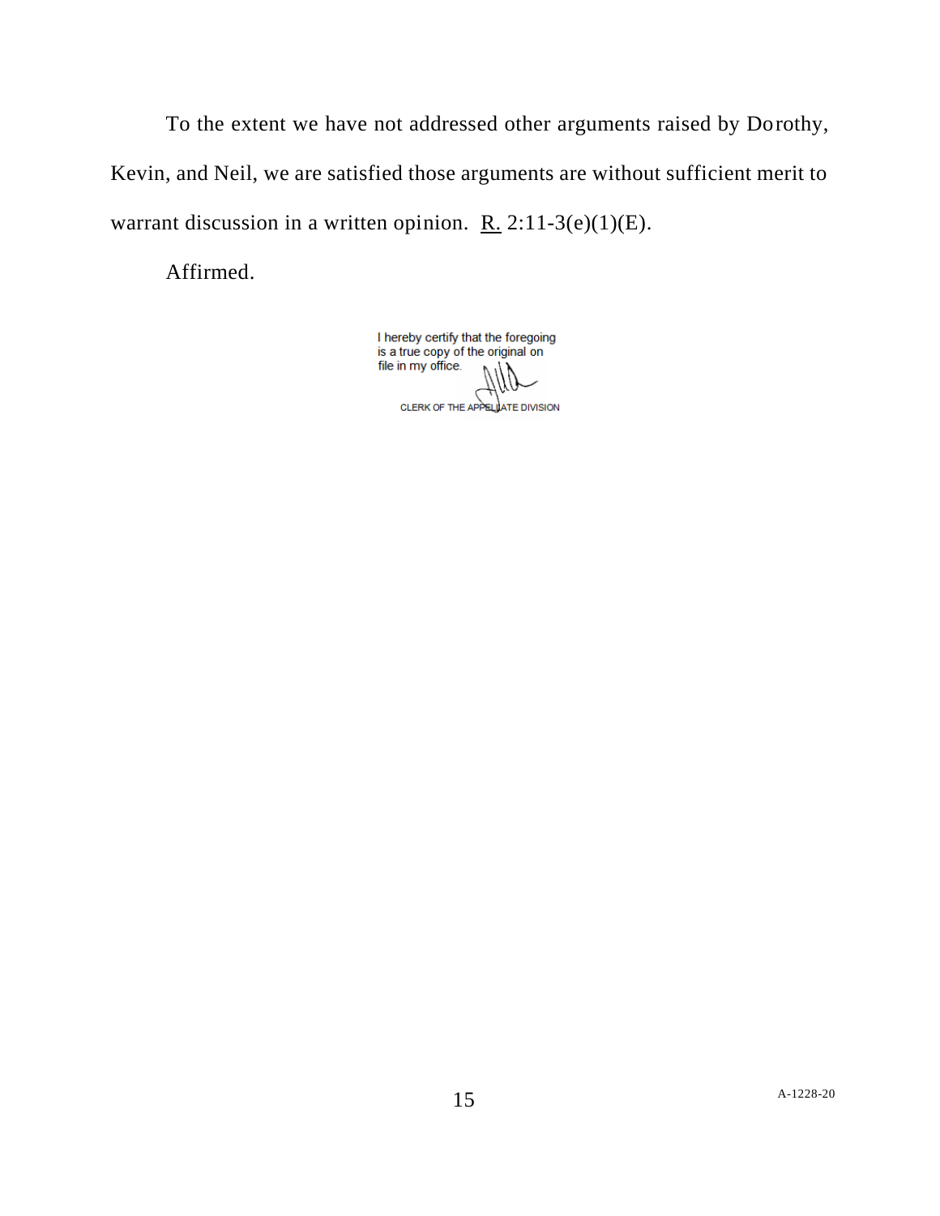To the extent we have not addressed other arguments raised by Dorothy, Kevin, and Neil, we are satisfied those arguments are without sufficient merit to warrant discussion in a written opinion. R. 2:11-3(e)(1)(E).

Affirmed.

I hereby certify that the foregoing is a true copy of the original on file in my office.

CLERK OF THE APPELLATE DIVISION